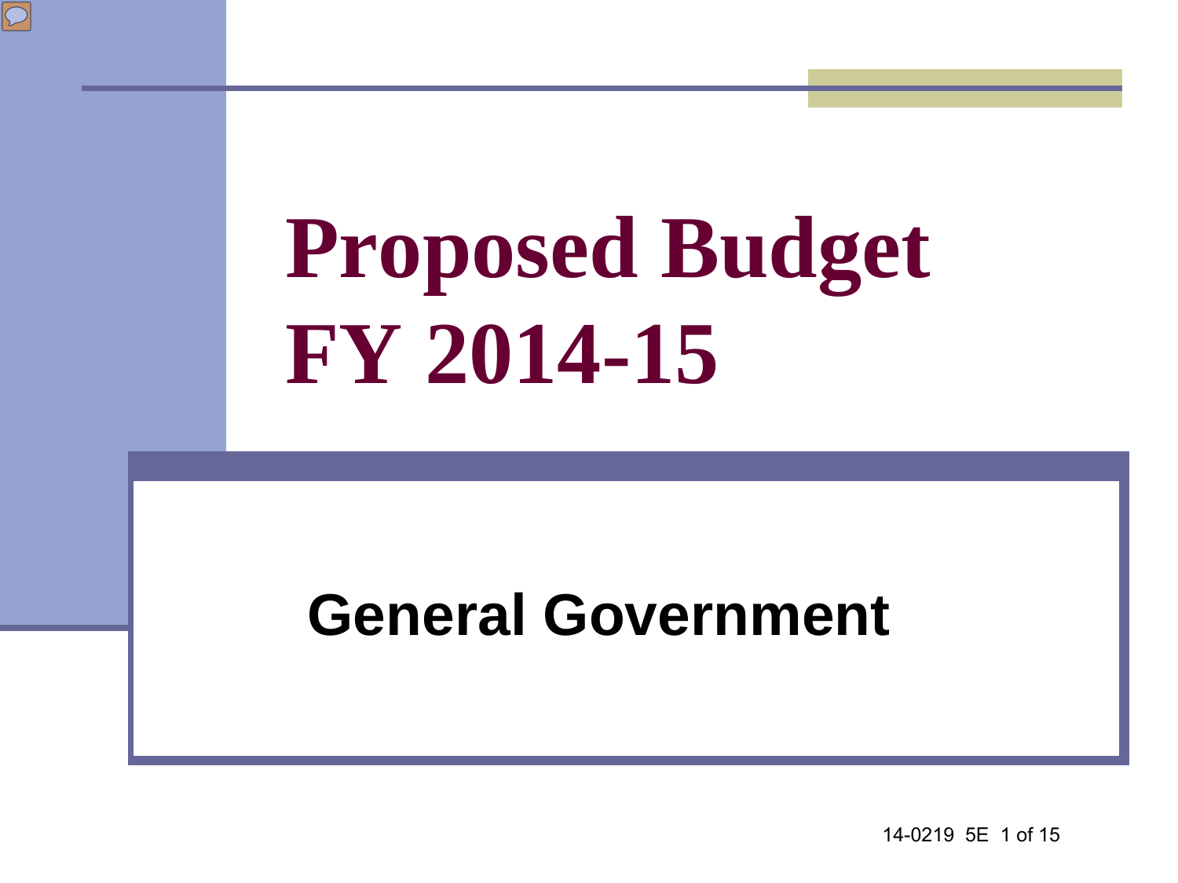# Proposed Budget FY 2014-15

## General Government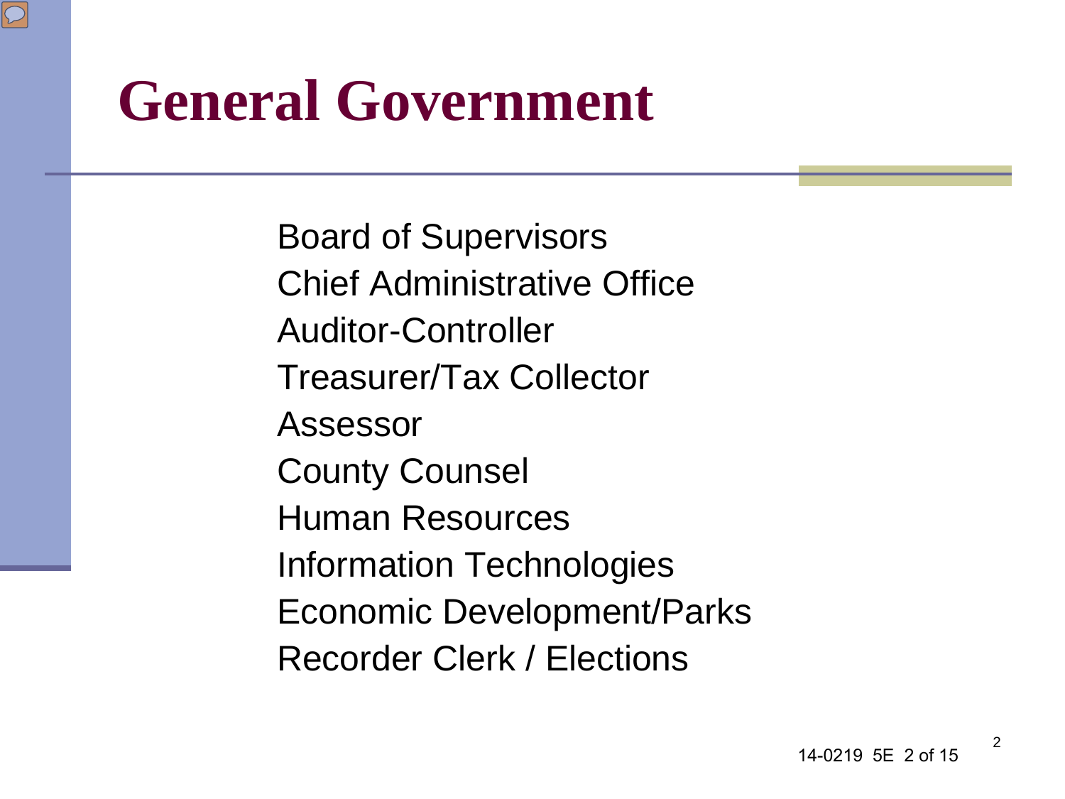# General Government

Board of Supervisors
Chief Administrative Office
Auditor-Controller
Treasurer/Tax Collector
Assessor
County Counsel
Human Resources
Information Technologies
Economic Development/Parks
Recorder Clerk / Elections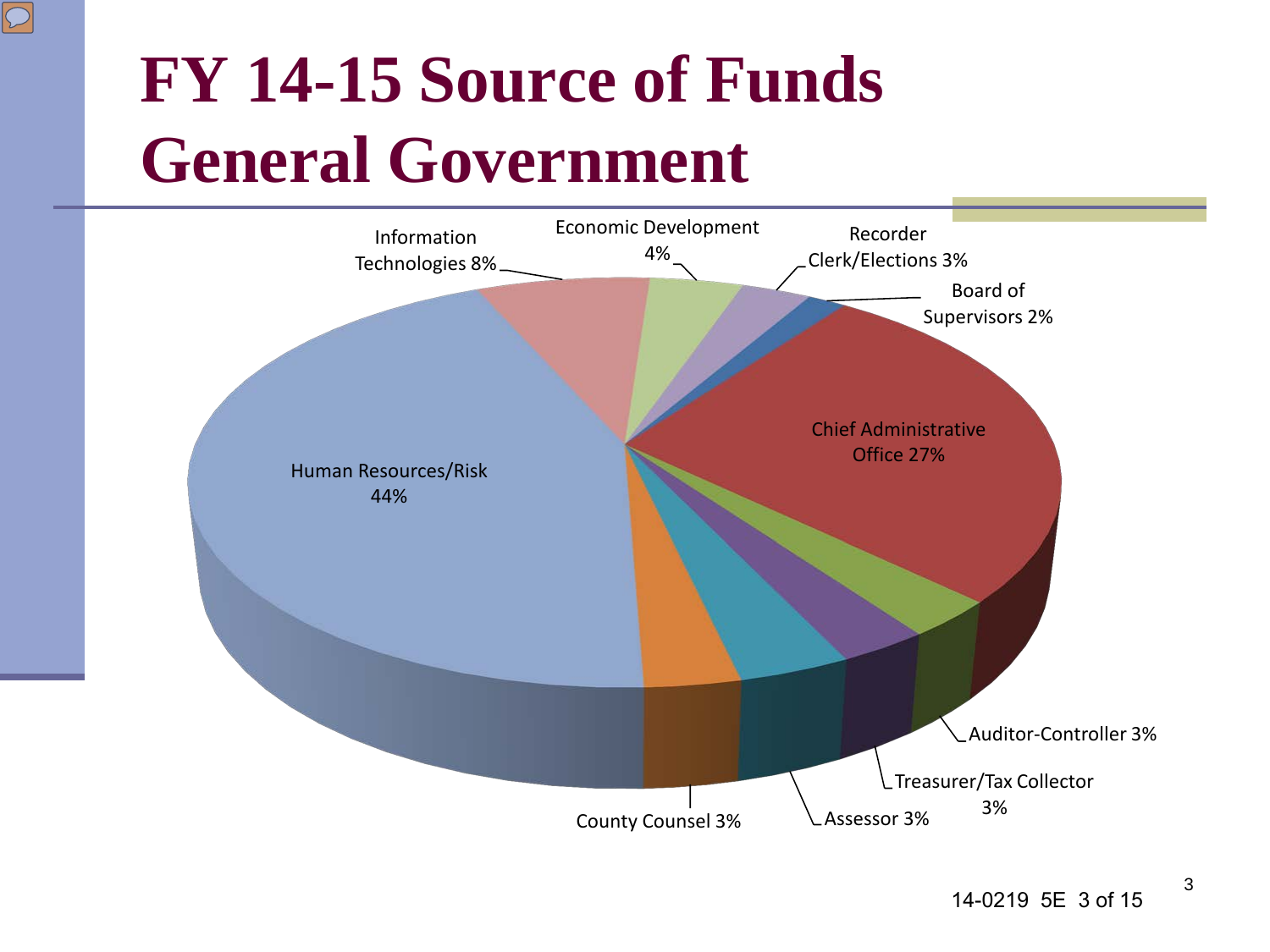# FY 14-15 Source of Funds
# General Government

Human Resources/Risk 44%

Chief Administrative Office 27%

Information Technologies 8%

Economic Development 4%

Recorder Clerk/Elections 3%

Board of Supervisors 2%

Auditor-Controller 3%

Treasurer/Tax Collector 3%

Assessor 3%

County Counsel 3%

14-0219 5E 3 of 15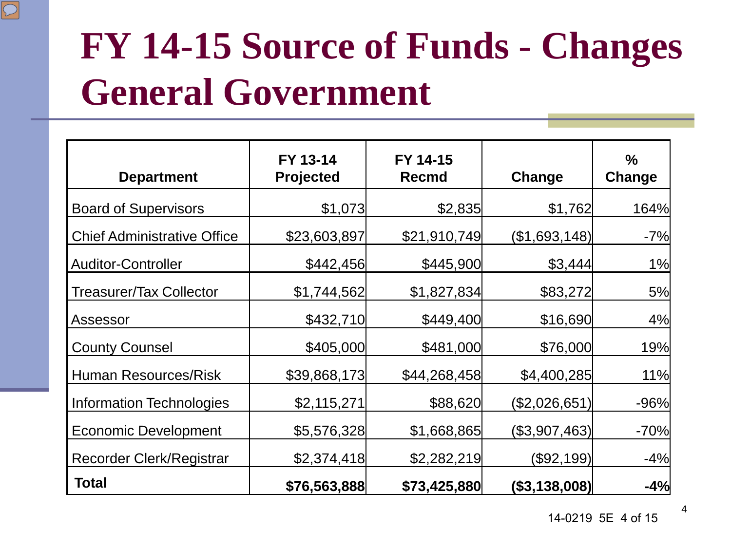# FY 14-15 Source of Funds - Changes General Government

| Department | FY 13-14 Projected | FY 14-15 Recmd | Change | % Change |
|---|---|---|---|---|
| Board of Supervisors | $1,073 | $2,835 | $1,762 | 164% |
| Chief Administrative Office | $23,603,897 | $21,910,749 | ($1,693,148) | -7% |
| Auditor-Controller | $442,456 | $445,900 | $3,444 | 1% |
| Treasurer/Tax Collector | $1,744,562 | $1,827,834 | $83,272 | 5% |
| Assessor | $432,710 | $449,400 | $16,690 | 4% |
| County Counsel | $405,000 | $481,000 | $76,000 | 19% |
| Human Resources/Risk | $39,868,173 | $44,268,458 | $4,400,285 | 11% |
| Information Technologies | $2,115,271 | $88,620 | ($2,026,651) | -96% |
| Economic Development | $5,576,328 | $1,668,865 | ($3,907,463) | -70% |
| Recorder Clerk/Registrar | $2,374,418 | $2,282,219 | ($92,199) | -4% |
| **Total** | **$76,563,888** | **$73,425,880** | **($3,138,008)** | **-4%** |

14-0219 5E 4 of 15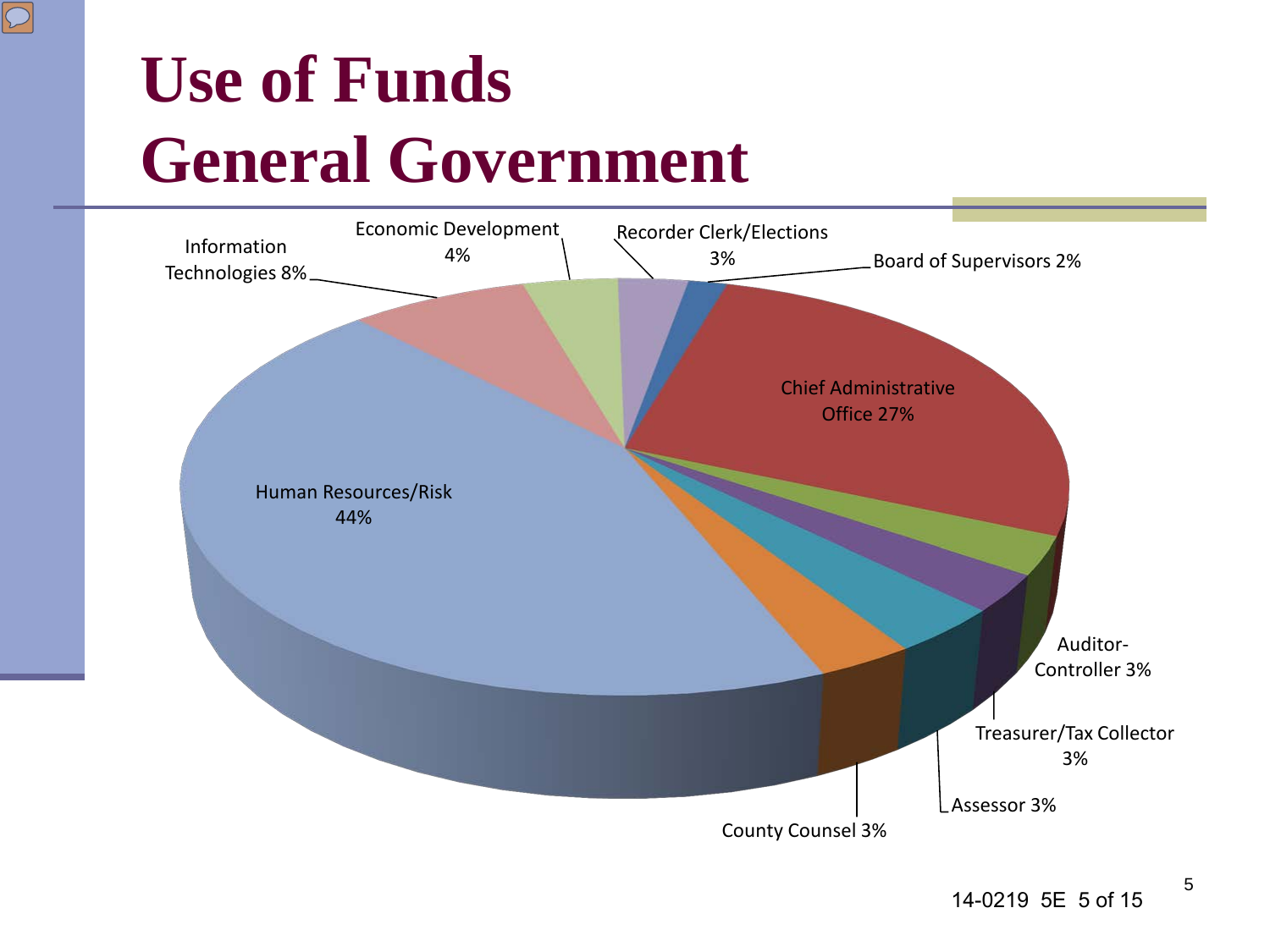# Use of Funds
# General Government

- Human Resources/Risk 44%
- Chief Administrative Office 27%
- Information Technologies 8%
- Economic Development 4%
- Recorder Clerk/Elections 3%
- Board of Supervisors 2%
- Auditor-Controller 3%
- Treasurer/Tax Collector 3%
- Assessor 3%
- County Counsel 3%

14-0219 5E 5 of 15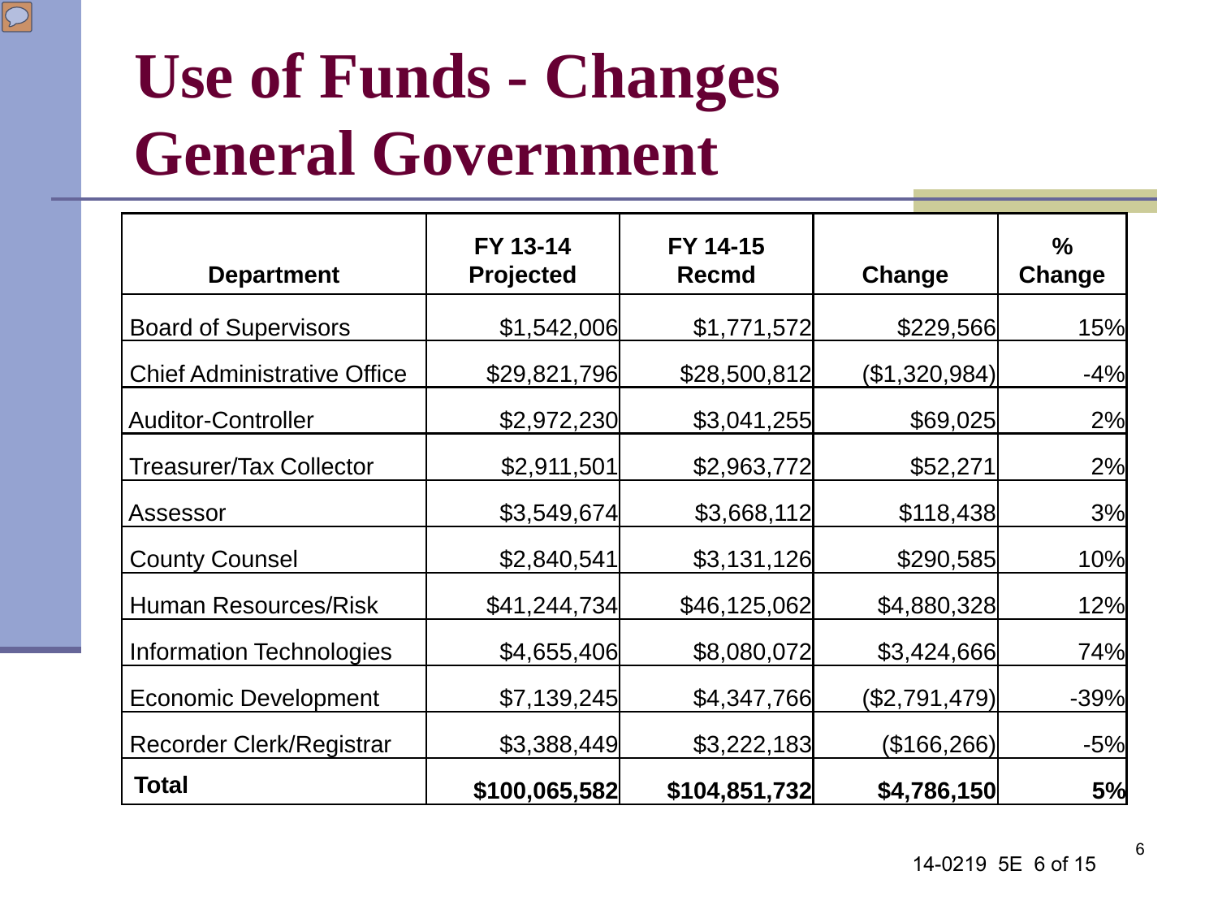# Use of Funds - Changes General Government

| Department | FY 13-14 Projected | FY 14-15 Recmd | Change | % Change |
|---|---|---|---|---|
| Board of Supervisors | $1,542,006 | $1,771,572 | $229,566 | 15% |
| Chief Administrative Office | $29,821,796 | $28,500,812 | ($1,320,984) | -4% |
| Auditor-Controller | $2,972,230 | $3,041,255 | $69,025 | 2% |
| Treasurer/Tax Collector | $2,911,501 | $2,963,772 | $52,271 | 2% |
| Assessor | $3,549,674 | $3,668,112 | $118,438 | 3% |
| County Counsel | $2,840,541 | $3,131,126 | $290,585 | 10% |
| Human Resources/Risk | $41,244,734 | $46,125,062 | $4,880,328 | 12% |
| Information Technologies | $4,655,406 | $8,080,072 | $3,424,666 | 74% |
| Economic Development | $7,139,245 | $4,347,766 | ($2,791,479) | -39% |
| Recorder Clerk/Registrar | $3,388,449 | $3,222,183 | ($166,266) | -5% |
| **Total** | **$100,065,582** | **$104,851,732** | **$4,786,150** | **5%** |

14-0219 5E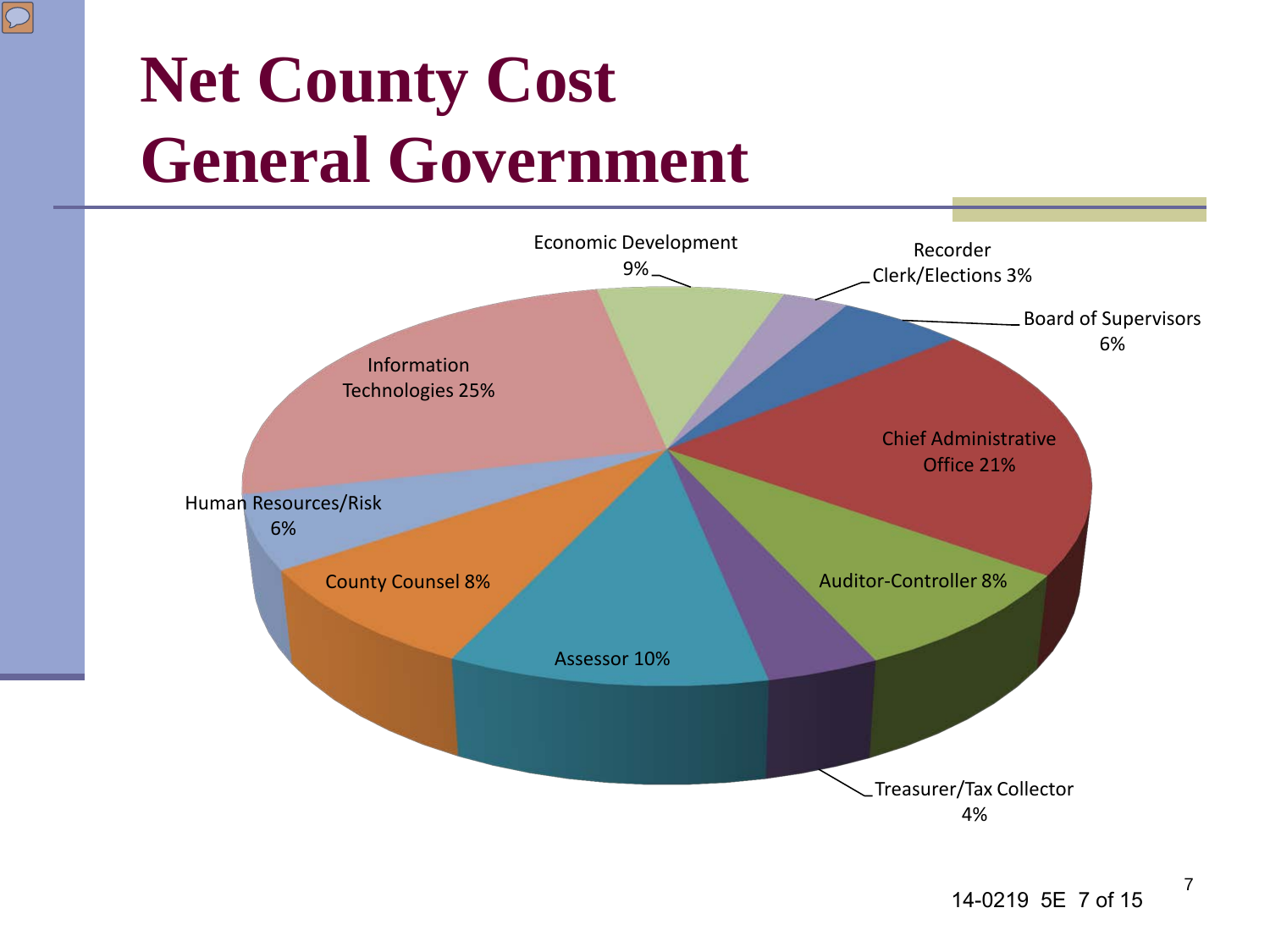# Net County Cost
# General Government

- Economic Development 9%
- Recorder Clerk/Elections 3%
- Board of Supervisors 6%
- Chief Administrative Office 21%
- Auditor-Controller 8%
- Treasurer/Tax Collector 4%
- Assessor 10%
- County Counsel 8%
- Human Resources/Risk 6%
- Information Technologies 25%

14-0219 5E 7 of 15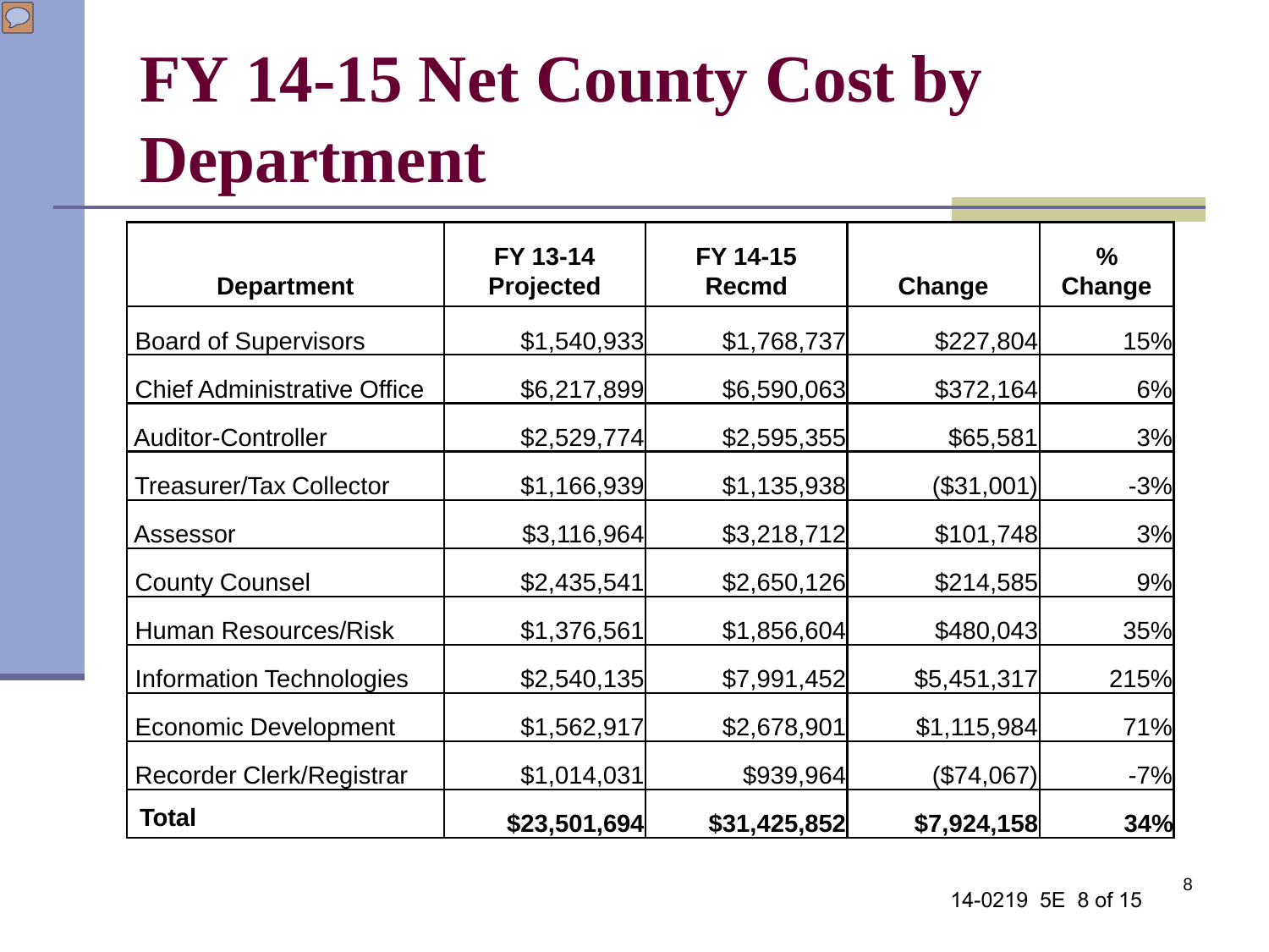# FY 14-15 Net County Cost by Department

| Department | FY 13-14 Projected | FY 14-15 Recmd | Change | % Change |
|---|---|---|---|---|
| Board of Supervisors | $1,540,933 | $1,768,737 | $227,804 | 15% |
| Chief Administrative Office | $6,217,899 | $6,590,063 | $372,164 | 6% |
| Auditor-Controller | $2,529,774 | $2,595,355 | $65,581 | 3% |
| Treasurer/Tax Collector | $1,166,939 | $1,135,938 | ($31,001) | -3% |
| Assessor | $3,116,964 | $3,218,712 | $101,748 | 3% |
| County Counsel | $2,435,541 | $2,650,126 | $214,585 | 9% |
| Human Resources/Risk | $1,376,561 | $1,856,604 | $480,043 | 35% |
| Information Technologies | $2,540,135 | $7,991,452 | $5,451,317 | 215% |
| Economic Development | $1,562,917 | $2,678,901 | $1,115,984 | 71% |
| Recorder Clerk/Registrar | $1,014,031 | $939,964 | ($74,067) | -7% |
| **Total** | **$23,501,694** | **$31,425,852** | **$7,924,158** | **34%** |

14-0219 5E 8 of 15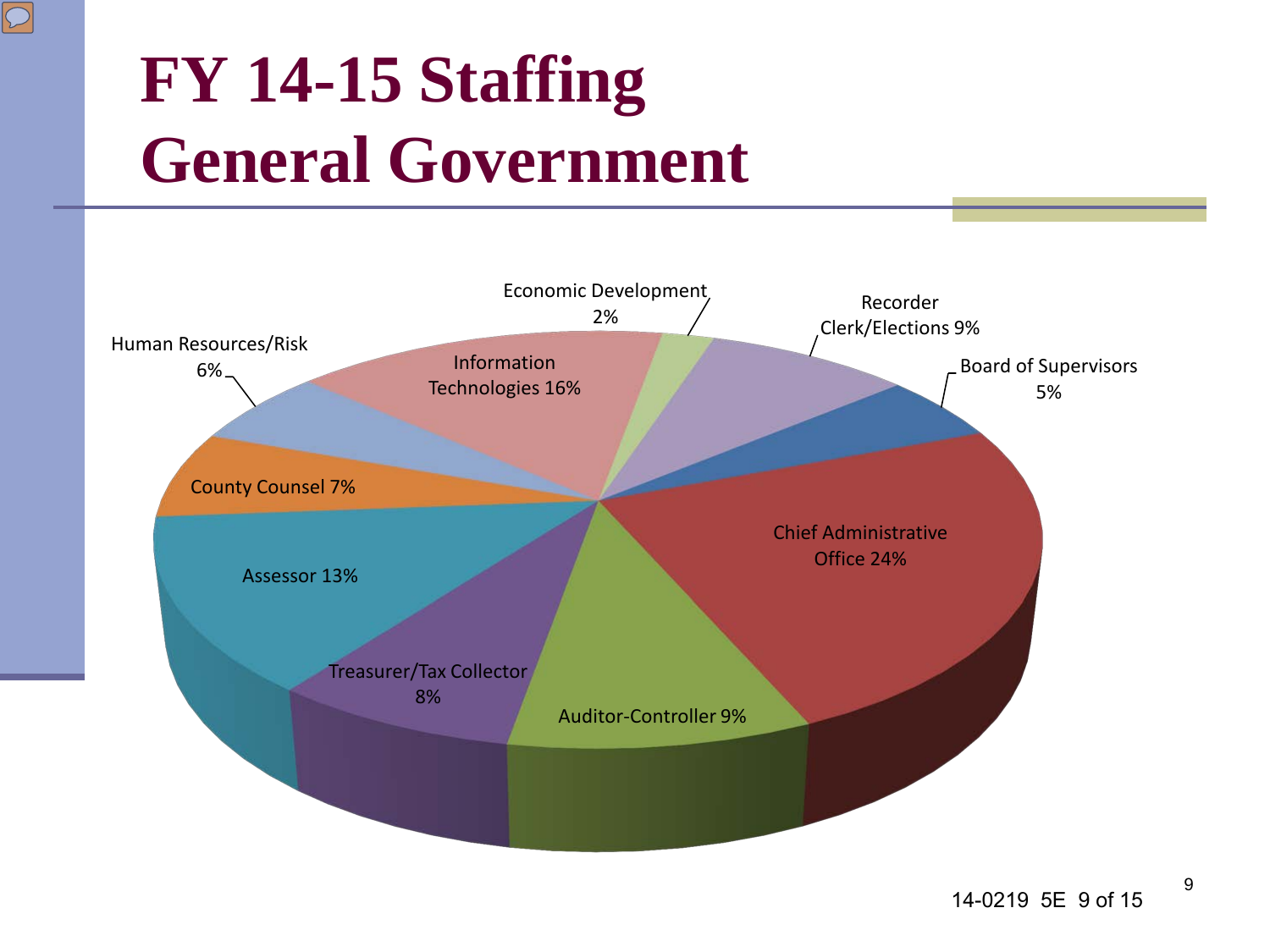# FY 14-15 Staffing
# General Government

| Department | Percentage |
| --- | --- |
| Chief Administrative Office | 24% |
| Information Technologies | 16% |
| Assessor | 13% |
| Recorder Clerk/Elections | 9% |
| Auditor-Controller | 9% |
| Treasurer/Tax Collector | 8% |
| County Counsel | 7% |
| Human Resources/Risk | 6% |
| Board of Supervisors | 5% |
| Economic Development | 2% |

14-0219 5E 9 of 15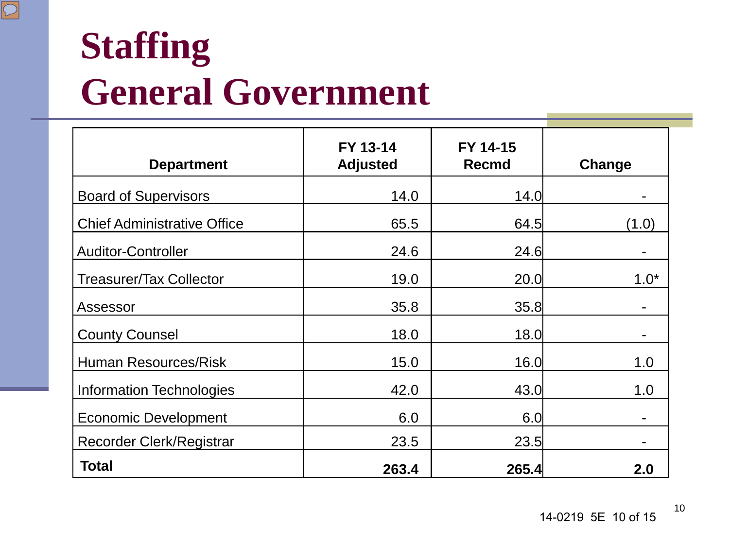# Staffing
# General Government

| Department | FY 13-14 Adjusted | FY 14-15 Recmd | Change |
|---|---|---|---|
| Board of Supervisors | 14.0 | 14.0 | - |
| Chief Administrative Office | 65.5 | 64.5 | (1.0) |
| Auditor-Controller | 24.6 | 24.6 | - |
| Treasurer/Tax Collector | 19.0 | 20.0 | 1.0* |
| Assessor | 35.8 | 35.8 | - |
| County Counsel | 18.0 | 18.0 | - |
| Human Resources/Risk | 15.0 | 16.0 | 1.0 |
| Information Technologies | 42.0 | 43.0 | 1.0 |
| Economic Development | 6.0 | 6.0 | - |
| Recorder Clerk/Registrar | 23.5 | 23.5 | - |
| **Total** | **263.4** | **265.4** | **2.0** |

14-0219 5E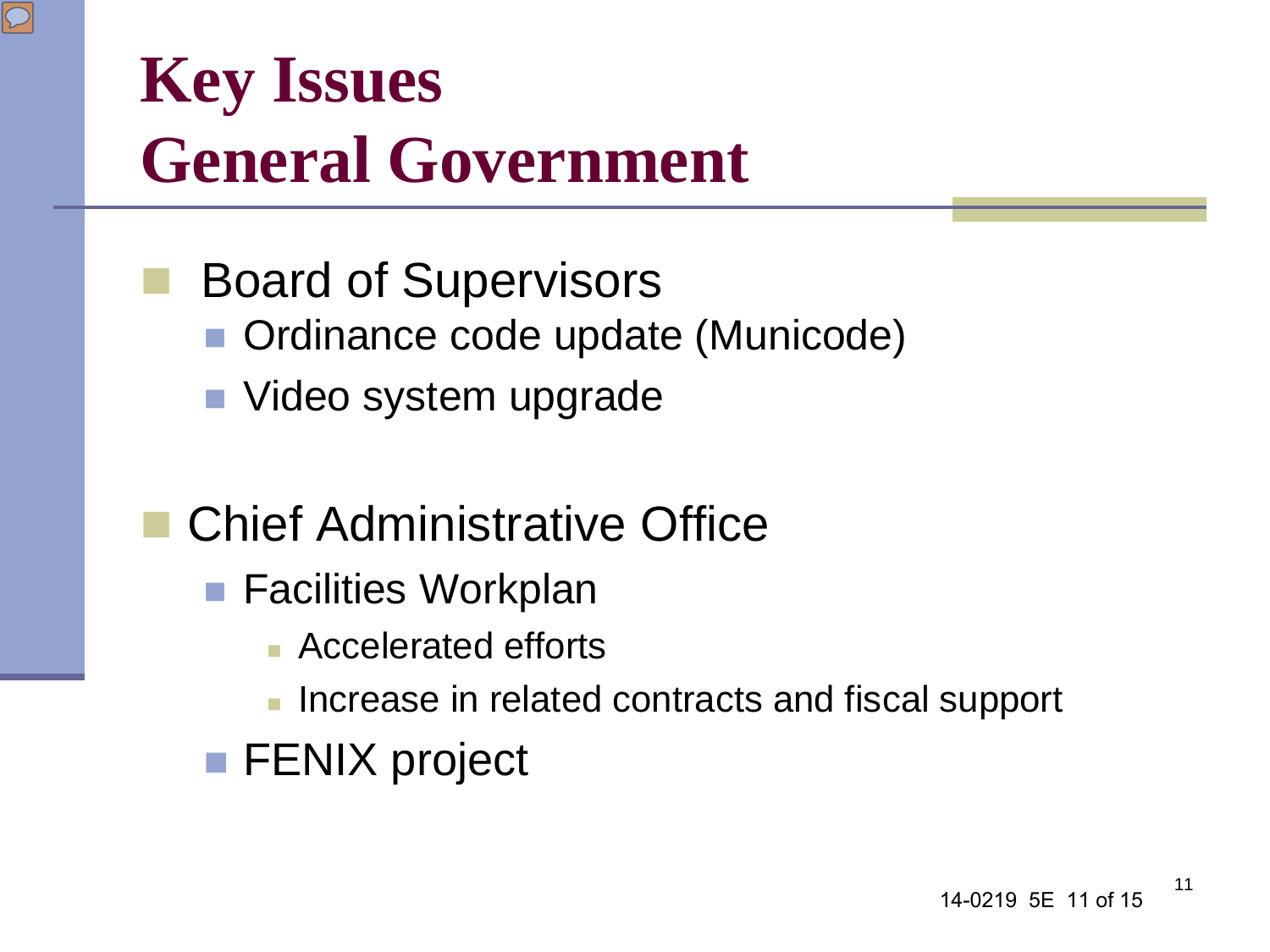# Key Issues
# General Government

- Board of Supervisors
  - Ordinance code update (Municode)
  - Video system upgrade

- Chief Administrative Office
  - Facilities Workplan
    - Accelerated efforts
    - Increase in related contracts and fiscal support
  - FENIX project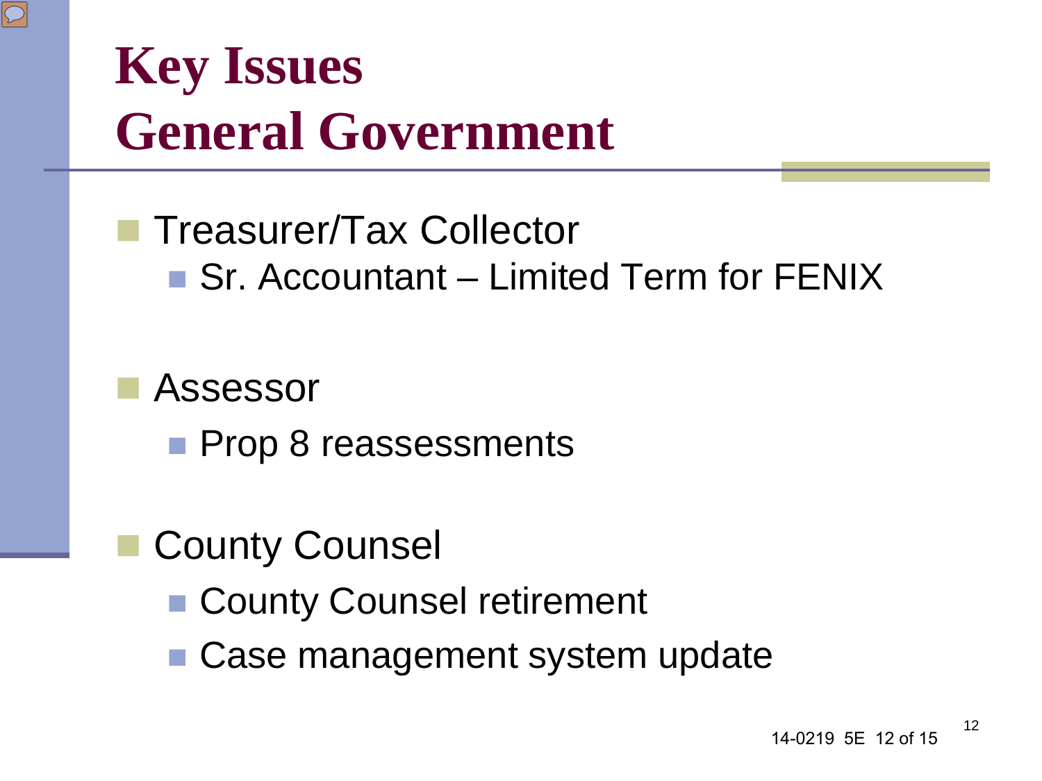# Key Issues
# General Government

- Treasurer/Tax Collector
  - Sr. Accountant – Limited Term for FENIX
- Assessor
  - Prop 8 reassessments
- County Counsel
  - County Counsel retirement
  - Case management system update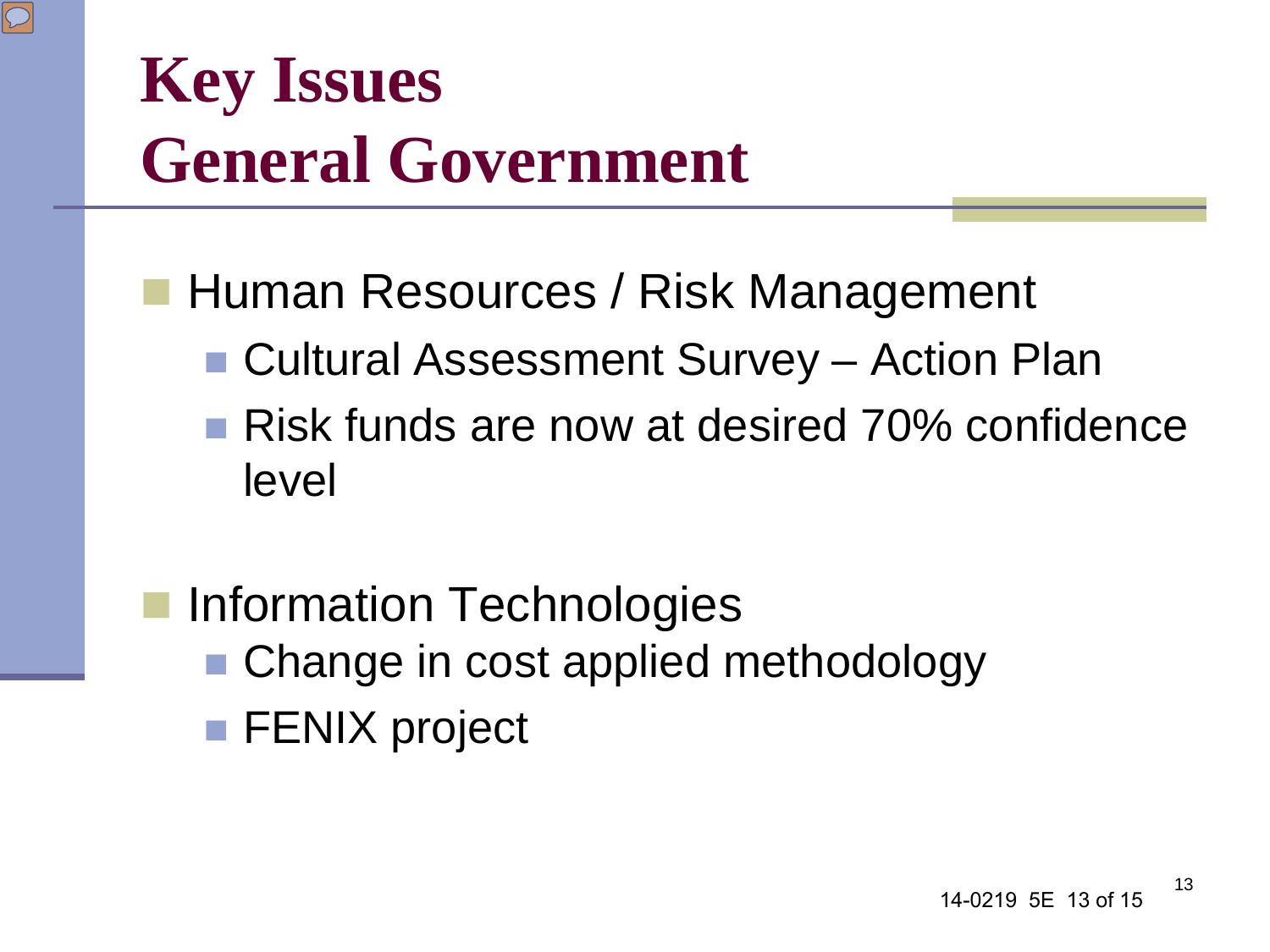# Key Issues
# General Government

- Human Resources / Risk Management
  - Cultural Assessment Survey – Action Plan
  - Risk funds are now at desired 70% confidence level

- Information Technologies
  - Change in cost applied methodology
  - FENIX project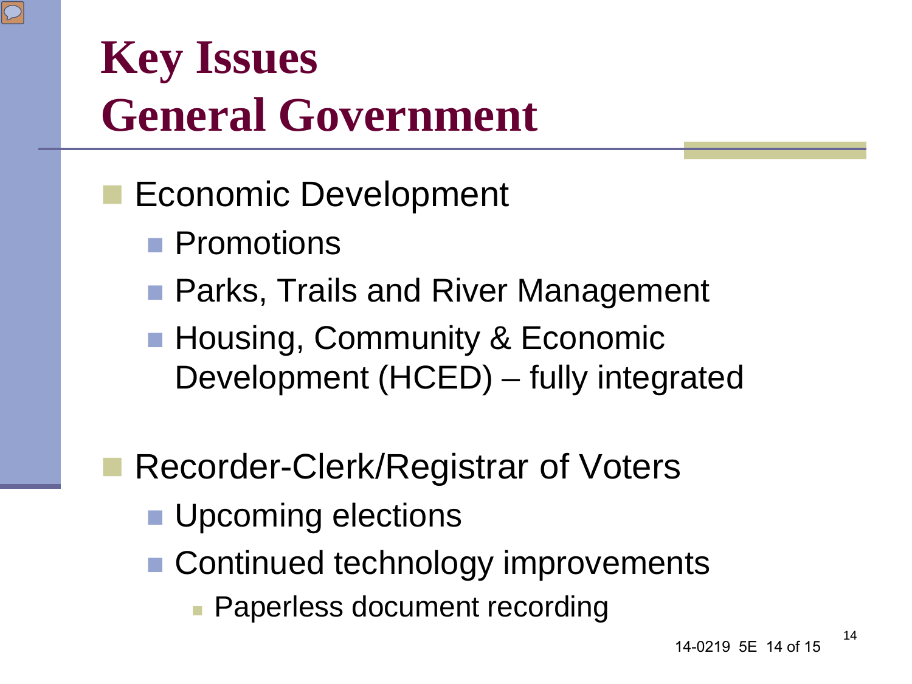# Key Issues
# General Government

- Economic Development
  - Promotions
  - Parks, Trails and River Management
  - Housing, Community & Economic Development (HCED) – fully integrated

- Recorder-Clerk/Registrar of Voters
  - Upcoming elections
  - Continued technology improvements
    - Paperless document recording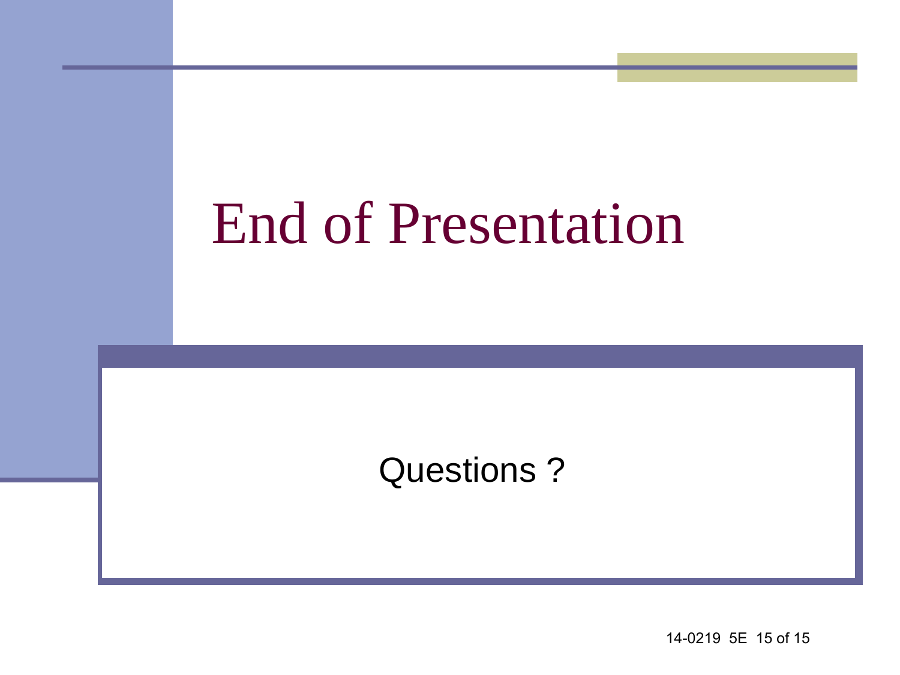# End of Presentation

Questions ?